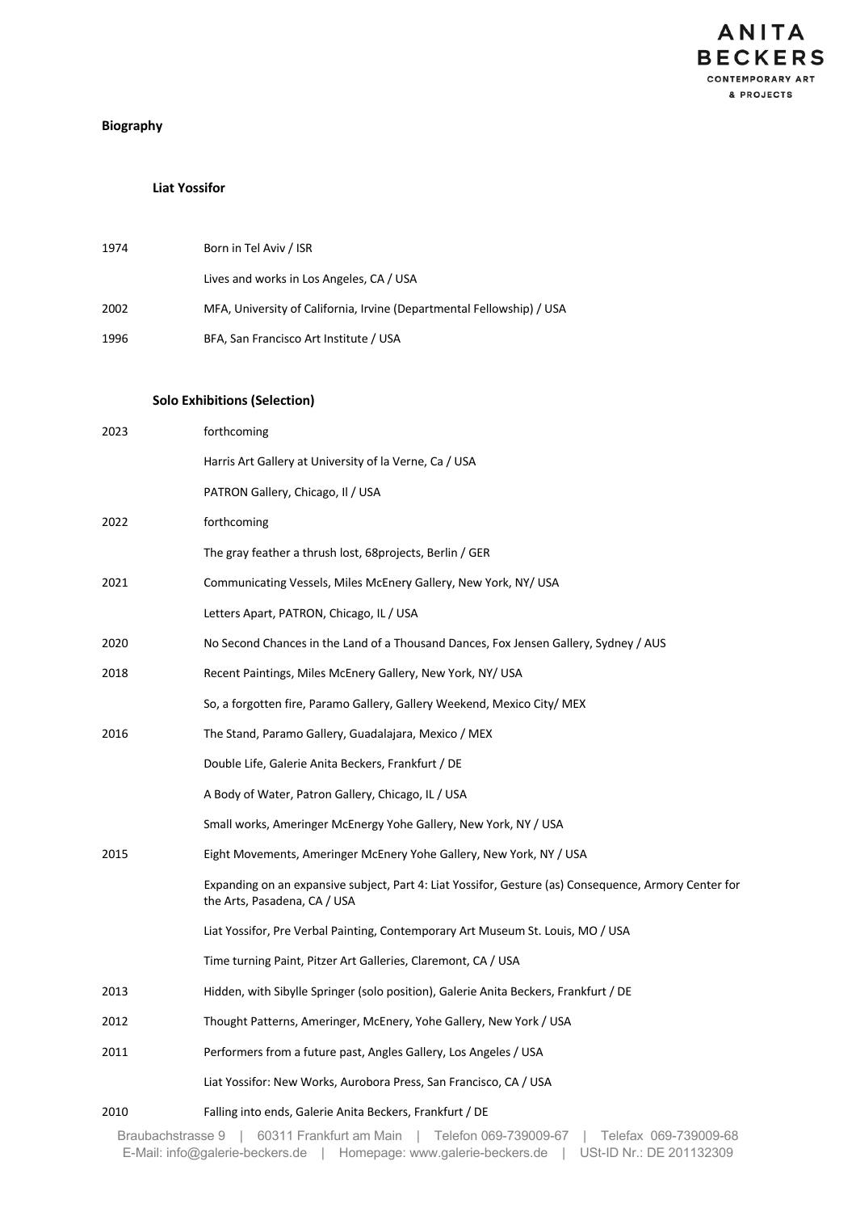**Biography**

**Liat Yossifor**

| | |
|---|---|
| 1974 | Born in Tel Aviv / ISR |
| | Lives and works in Los Angeles, CA / USA |
| 2002 | MFA, University of California, Irvine (Departmental Fellowship) / USA |
| 1996 | BFA, San Francisco Art Institute / USA |

**Solo Exhibitions (Selection)**

| | |
|---|---|
| 2023 | forthcoming |
| | Harris Art Gallery at University of la Verne, Ca / USA |
| | PATRON Gallery, Chicago, Il / USA |
| 2022 | forthcoming |
| | The gray feather a thrush lost, 68projects, Berlin / GER |
| 2021 | Communicating Vessels, Miles McEnery Gallery, New York, NY/ USA |
| | Letters Apart, PATRON, Chicago, IL / USA |
| 2020 | No Second Chances in the Land of a Thousand Dances, Fox Jensen Gallery, Sydney / AUS |
| 2018 | Recent Paintings, Miles McEnery Gallery, New York, NY/ USA |
| | So, a forgotten fire, Paramo Gallery, Gallery Weekend, Mexico City/ MEX |
| 2016 | The Stand, Paramo Gallery, Guadalajara, Mexico / MEX |
| | Double Life, Galerie Anita Beckers, Frankfurt / DE |
| | A Body of Water, Patron Gallery, Chicago, IL / USA |
| | Small works, Ameringer McEnergy Yohe Gallery, New York, NY / USA |
| 2015 | Eight Movements, Ameringer McEnery Yohe Gallery, New York, NY / USA |
| | Expanding on an expansive subject, Part 4: Liat Yossifor, Gesture (as) Consequence, Armory Center for the Arts, Pasadena, CA / USA |
| | Liat Yossifor, Pre Verbal Painting, Contemporary Art Museum St. Louis, MO / USA |
| | Time turning Paint, Pitzer Art Galleries, Claremont, CA / USA |
| 2013 | Hidden, with Sibylle Springer (solo position), Galerie Anita Beckers, Frankfurt / DE |
| 2012 | Thought Patterns, Ameringer, McEnery, Yohe Gallery, New York / USA |
| 2011 | Performers from a future past, Angles Gallery, Los Angeles / USA |
| | Liat Yossifor: New Works, Aurobora Press, San Francisco, CA / USA |
| 2010 | Falling into ends, Galerie Anita Beckers, Frankfurt / DE |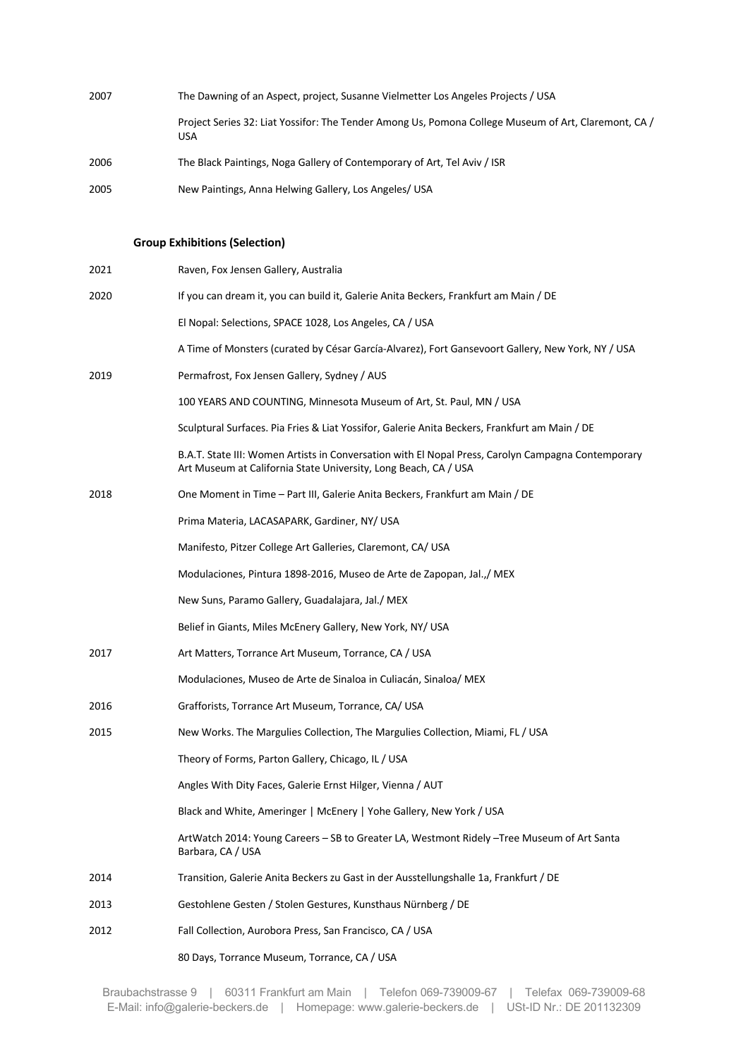| | |
|---|---|
| 2007 | The Dawning of an Aspect, project, Susanne Vielmetter Los Angeles Projects / USA |
| | Project Series 32: Liat Yossifor: The Tender Among Us, Pomona College Museum of Art, Claremont, CA / USA |
| 2006 | The Black Paintings, Noga Gallery of Contemporary of Art, Tel Aviv / ISR |
| 2005 | New Paintings, Anna Helwing Gallery, Los Angeles/ USA |

**Group Exhibitions (Selection)**

| | |
|---|---|
| 2021 | Raven, Fox Jensen Gallery, Australia |
| 2020 | If you can dream it, you can build it, Galerie Anita Beckers, Frankfurt am Main / DE |
| | El Nopal: Selections, SPACE 1028, Los Angeles, CA / USA |
| | A Time of Monsters (curated by César García-Alvarez), Fort Gansevoort Gallery, New York, NY / USA |
| 2019 | Permafrost, Fox Jensen Gallery, Sydney / AUS |
| | 100 YEARS AND COUNTING, Minnesota Museum of Art, St. Paul, MN / USA |
| | Sculptural Surfaces. Pia Fries & Liat Yossifor, Galerie Anita Beckers, Frankfurt am Main / DE |
| | B.A.T. State III: Women Artists in Conversation with El Nopal Press, Carolyn Campagna Contemporary Art Museum at California State University, Long Beach, CA / USA |
| 2018 | One Moment in Time – Part III, Galerie Anita Beckers, Frankfurt am Main / DE |
| | Prima Materia, LACASAPARK, Gardiner, NY/ USA |
| | Manifesto, Pitzer College Art Galleries, Claremont, CA/ USA |
| | Modulaciones, Pintura 1898-2016, Museo de Arte de Zapopan, Jal.,/ MEX |
| | New Suns, Paramo Gallery, Guadalajara, Jal./ MEX |
| | Belief in Giants, Miles McEnery Gallery, New York, NY/ USA |
| 2017 | Art Matters, Torrance Art Museum, Torrance, CA / USA |
| | Modulaciones, Museo de Arte de Sinaloa in Culiacán, Sinaloa/ MEX |
| 2016 | Grafforists, Torrance Art Museum, Torrance, CA/ USA |
| 2015 | New Works. The Margulies Collection, The Margulies Collection, Miami, FL / USA |
| | Theory of Forms, Parton Gallery, Chicago, IL / USA |
| | Angles With Dity Faces, Galerie Ernst Hilger, Vienna / AUT |
| | Black and White, Ameringer \| McEnery \| Yohe Gallery, New York / USA |
| | ArtWatch 2014: Young Careers – SB to Greater LA, Westmont Ridely –Tree Museum of Art Santa Barbara, CA / USA |
| 2014 | Transition, Galerie Anita Beckers zu Gast in der Ausstellungshalle 1a, Frankfurt / DE |
| 2013 | Gestohlene Gesten / Stolen Gestures, Kunsthaus Nürnberg / DE |
| 2012 | Fall Collection, Aurobora Press, San Francisco, CA / USA |
| | 80 Days, Torrance Museum, Torrance, CA / USA |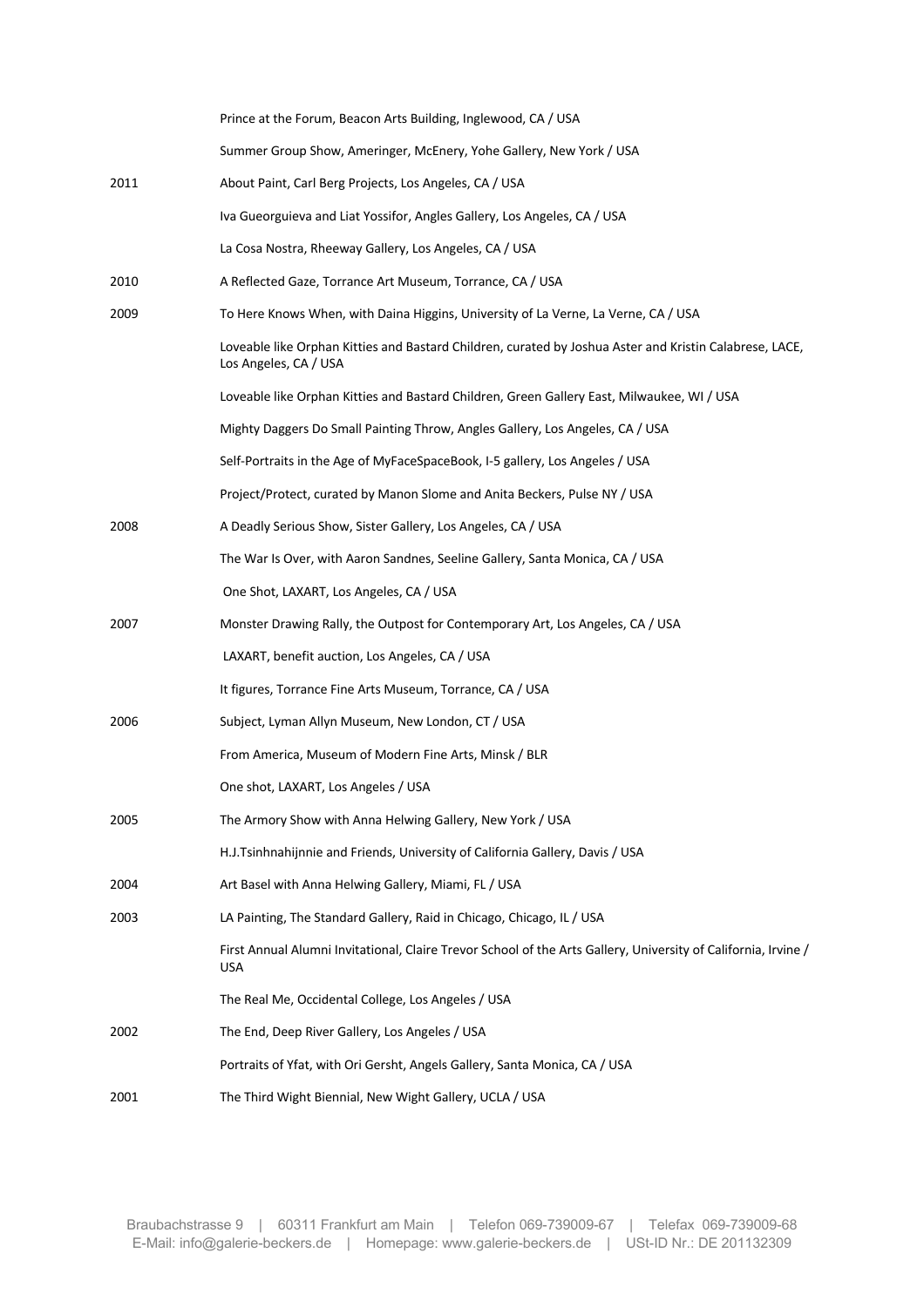| | |
|---|---|
| | Prince at the Forum, Beacon Arts Building, Inglewood, CA / USA |
| | Summer Group Show, Ameringer, McEnery, Yohe Gallery, New York / USA |
| 2011 | About Paint, Carl Berg Projects, Los Angeles, CA / USA |
| | Iva Gueorguieva and Liat Yossifor, Angles Gallery, Los Angeles, CA / USA |
| | La Cosa Nostra, Rheeway Gallery, Los Angeles, CA / USA |
| 2010 | A Reflected Gaze, Torrance Art Museum, Torrance, CA / USA |
| 2009 | To Here Knows When, with Daina Higgins, University of La Verne, La Verne, CA / USA |
| | Loveable like Orphan Kitties and Bastard Children, curated by Joshua Aster and Kristin Calabrese, LACE, Los Angeles, CA / USA |
| | Loveable like Orphan Kitties and Bastard Children, Green Gallery East, Milwaukee, WI / USA |
| | Mighty Daggers Do Small Painting Throw, Angles Gallery, Los Angeles, CA / USA |
| | Self-Portraits in the Age of MyFaceSpaceBook, I-5 gallery, Los Angeles / USA |
| | Project/Protect, curated by Manon Slome and Anita Beckers, Pulse NY / USA |
| 2008 | A Deadly Serious Show, Sister Gallery, Los Angeles, CA / USA |
| | The War Is Over, with Aaron Sandnes, Seeline Gallery, Santa Monica, CA / USA |
| | One Shot, LAXART, Los Angeles, CA / USA |
| 2007 | Monster Drawing Rally, the Outpost for Contemporary Art, Los Angeles, CA / USA |
| | LAXART, benefit auction, Los Angeles, CA / USA |
| | It figures, Torrance Fine Arts Museum, Torrance, CA / USA |
| 2006 | Subject, Lyman Allyn Museum, New London, CT / USA |
| | From America, Museum of Modern Fine Arts, Minsk / BLR |
| | One shot, LAXART, Los Angeles / USA |
| 2005 | The Armory Show with Anna Helwing Gallery, New York / USA |
| | H.J.Tsinhnahijnnie and Friends, University of California Gallery, Davis / USA |
| 2004 | Art Basel with Anna Helwing Gallery, Miami, FL / USA |
| 2003 | LA Painting, The Standard Gallery, Raid in Chicago, Chicago, IL / USA |
| | First Annual Alumni Invitational, Claire Trevor School of the Arts Gallery, University of California, Irvine / USA |
| | The Real Me, Occidental College, Los Angeles / USA |
| 2002 | The End, Deep River Gallery, Los Angeles / USA |
| | Portraits of Yfat, with Ori Gersht, Angels Gallery, Santa Monica, CA / USA |
| 2001 | The Third Wight Biennial, New Wight Gallery, UCLA / USA |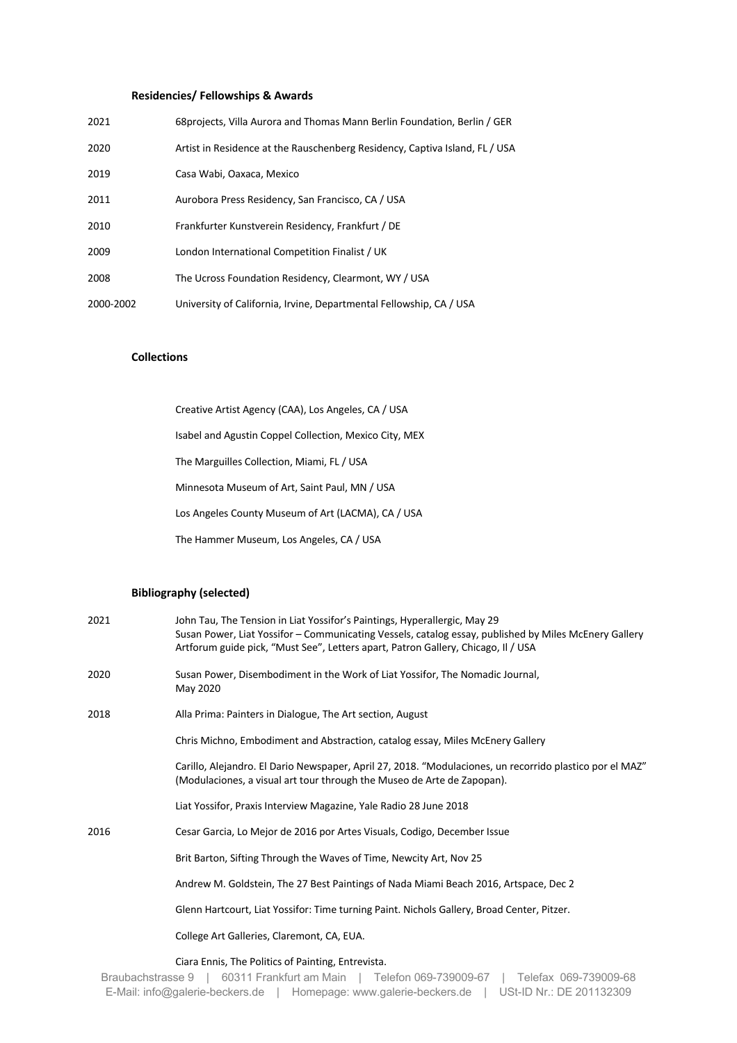### Residencies/ Fellowships & Awards

| | |
|---|---|
| 2021 | 68projects, Villa Aurora and Thomas Mann Berlin Foundation, Berlin / GER |
| 2020 | Artist in Residence at the Rauschenberg Residency, Captiva Island, FL / USA |
| 2019 | Casa Wabi, Oaxaca, Mexico |
| 2011 | Aurobora Press Residency, San Francisco, CA / USA |
| 2010 | Frankfurter Kunstverein Residency, Frankfurt / DE |
| 2009 | London International Competition Finalist / UK |
| 2008 | The Ucross Foundation Residency, Clearmont, WY / USA |
| 2000-2002 | University of California, Irvine, Departmental Fellowship, CA / USA |

### Collections

Creative Artist Agency (CAA), Los Angeles, CA / USA

Isabel and Agustin Coppel Collection, Mexico City, MEX

The Marguilles Collection, Miami, FL / USA

Minnesota Museum of Art, Saint Paul, MN / USA

Los Angeles County Museum of Art (LACMA), CA / USA

The Hammer Museum, Los Angeles, CA / USA

### Bibliography (selected)

2021

John Tau, The Tension in Liat Yossifor's Paintings, Hyperallergic, May 29
Susan Power, Liat Yossifor – Communicating Vessels, catalog essay, published by Miles McEnery Gallery
Artforum guide pick, "Must See", Letters apart, Patron Gallery, Chicago, Il / USA

2020

Susan Power, Disembodiment in the Work of Liat Yossifor, The Nomadic Journal, May 2020

2018

Alla Prima: Painters in Dialogue, The Art section, August

Chris Michno, Embodiment and Abstraction, catalog essay, Miles McEnery Gallery

Carillo, Alejandro. El Dario Newspaper, April 27, 2018. "Modulaciones, un recorrido plastico por el MAZ" (Modulaciones, a visual art tour through the Museo de Arte de Zapopan).

Liat Yossifor, Praxis Interview Magazine, Yale Radio 28 June 2018

2016

Cesar Garcia, Lo Mejor de 2016 por Artes Visuals, Codigo, December Issue

Brit Barton, Sifting Through the Waves of Time, Newcity Art, Nov 25

Andrew M. Goldstein, The 27 Best Paintings of Nada Miami Beach 2016, Artspace, Dec 2

Glenn Hartcourt, Liat Yossifor: Time turning Paint. Nichols Gallery, Broad Center, Pitzer.

College Art Galleries, Claremont, CA, EUA.

Ciara Ennis, The Politics of Painting, Entrevista.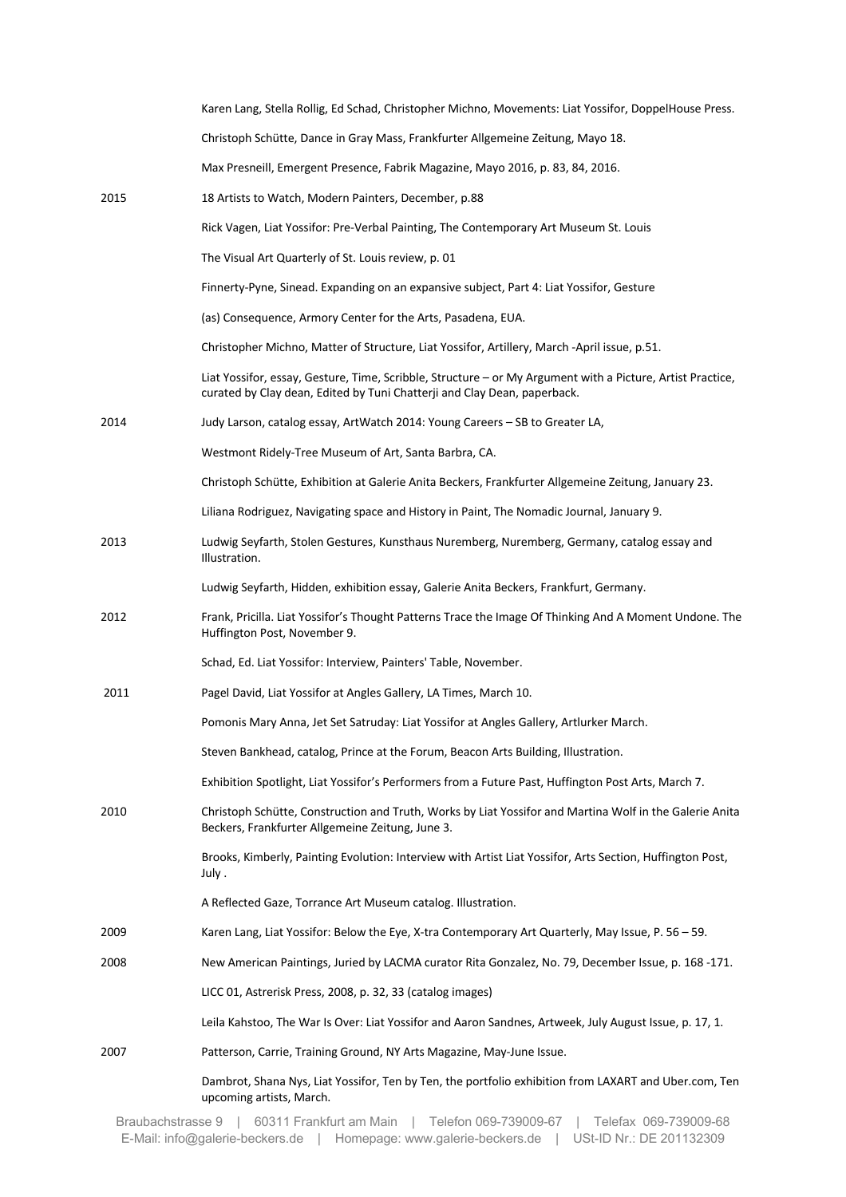Karen Lang, Stella Rollig, Ed Schad, Christopher Michno, Movements: Liat Yossifor, DoppelHouse Press.

Christoph Schütte, Dance in Gray Mass, Frankfurter Allgemeine Zeitung, Mayo 18.

Max Presneill, Emergent Presence, Fabrik Magazine, Mayo 2016, p. 83, 84, 2016.

**2015**

18 Artists to Watch, Modern Painters, December, p.88

Rick Vagen, Liat Yossifor: Pre-Verbal Painting, The Contemporary Art Museum St. Louis

The Visual Art Quarterly of St. Louis review, p. 01

Finnerty-Pyne, Sinead. Expanding on an expansive subject, Part 4: Liat Yossifor, Gesture

(as) Consequence, Armory Center for the Arts, Pasadena, EUA.

Christopher Michno, Matter of Structure, Liat Yossifor, Artillery, March -April issue, p.51.

Liat Yossifor, essay, Gesture, Time, Scribble, Structure – or My Argument with a Picture, Artist Practice, curated by Clay dean, Edited by Tuni Chatterji and Clay Dean, paperback.

**2014**

Judy Larson, catalog essay, ArtWatch 2014: Young Careers – SB to Greater LA,

Westmont Ridely-Tree Museum of Art, Santa Barbara, CA.

Christoph Schütte, Exhibition at Galerie Anita Beckers, Frankfurter Allgemeine Zeitung, January 23.

Liliana Rodriguez, Navigating space and History in Paint, The Nomadic Journal, January 9.

**2013**

Ludwig Seyfarth, Stolen Gestures, Kunsthaus Nuremberg, Nuremberg, Germany, catalog essay and Illustration.

Ludwig Seyfarth, Hidden, exhibition essay, Galerie Anita Beckers, Frankfurt, Germany.

**2012**

Frank, Pricilla. Liat Yossifor's Thought Patterns Trace the Image Of Thinking And A Moment Undone. The Huffington Post, November 9.

Schad, Ed. Liat Yossifor: Interview, Painters' Table, November.

**2011**

Pagel David, Liat Yossifor at Angles Gallery, LA Times, March 10.

Pomonis Mary Anna, Jet Set Satruday: Liat Yossifor at Angles Gallery, Artlurker March.

Steven Bankhead, catalog, Prince at the Forum, Beacon Arts Building, Illustration.

Exhibition Spotlight, Liat Yossifor's Performers from a Future Past, Huffington Post Arts, March 7.

**2010**

Christoph Schütte, Construction and Truth, Works by Liat Yossifor and Martina Wolf in the Galerie Anita Beckers, Frankfurter Allgemeine Zeitung, June 3.

Brooks, Kimberly, Painting Evolution: Interview with Artist Liat Yossifor, Arts Section, Huffington Post, July .

A Reflected Gaze, Torrance Art Museum catalog. Illustration.

**2009**

Karen Lang, Liat Yossifor: Below the Eye, X-tra Contemporary Art Quarterly, May Issue, P. 56 – 59.

**2008**

New American Paintings, Juried by LACMA curator Rita Gonzalez, No. 79, December Issue, p. 168 -171.

LICC 01, Astrerisk Press, 2008, p. 32, 33 (catalog images)

Leila Kahstoo, The War Is Over: Liat Yossifor and Aaron Sandnes, Artweek, July August Issue, p. 17, 1.

**2007**

Patterson, Carrie, Training Ground, NY Arts Magazine, May-June Issue.

Dambrot, Shana Nys, Liat Yossifor, Ten by Ten, the portfolio exhibition from LAXART and Uber.com, Ten upcoming artists, March.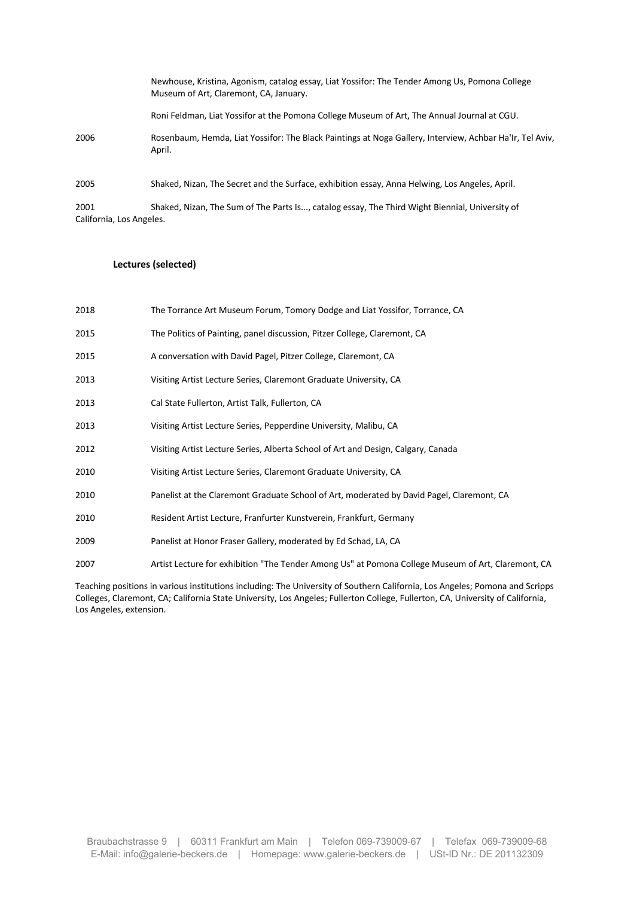Newhouse, Kristina, Agonism, catalog essay, Liat Yossifor: The Tender Among Us, Pomona College Museum of Art, Claremont, CA, January.

Roni Feldman, Liat Yossifor at the Pomona College Museum of Art, The Annual Journal at CGU.

2006 Rosenbaum, Hemda, Liat Yossifor: The Black Paintings at Noga Gallery, Interview, Achbar Ha'Ir, Tel Aviv, April.

2005 Shaked, Nizan, The Secret and the Surface, exhibition essay, Anna Helwing, Los Angeles, April.

2001 Shaked, Nizan, The Sum of The Parts Is..., catalog essay, The Third Wight Biennial, University of California, Los Angeles.

**Lectures (selected)**

2018 The Torrance Art Museum Forum, Tomory Dodge and Liat Yossifor, Torrance, CA

2015 The Politics of Painting, panel discussion, Pitzer College, Claremont, CA

2015 A conversation with David Pagel, Pitzer College, Claremont, CA

2013 Visiting Artist Lecture Series, Claremont Graduate University, CA

2013 Cal State Fullerton, Artist Talk, Fullerton, CA

2013 Visiting Artist Lecture Series, Pepperdine University, Malibu, CA

2012 Visiting Artist Lecture Series, Alberta School of Art and Design, Calgary, Canada

2010 Visiting Artist Lecture Series, Claremont Graduate University, CA

2010 Panelist at the Claremont Graduate School of Art, moderated by David Pagel, Claremont, CA

2010 Resident Artist Lecture, Franfurter Kunstverein, Frankfurt, Germany

2009 Panelist at Honor Fraser Gallery, moderated by Ed Schad, LA, CA

2007 Artist Lecture for exhibition "The Tender Among Us" at Pomona College Museum of Art, Claremont, CA

Teaching positions in various institutions including: The University of Southern California, Los Angeles; Pomona and Scripps Colleges, Claremont, CA; California State University, Los Angeles; Fullerton College, Fullerton, CA, University of California, Los Angeles, extension.